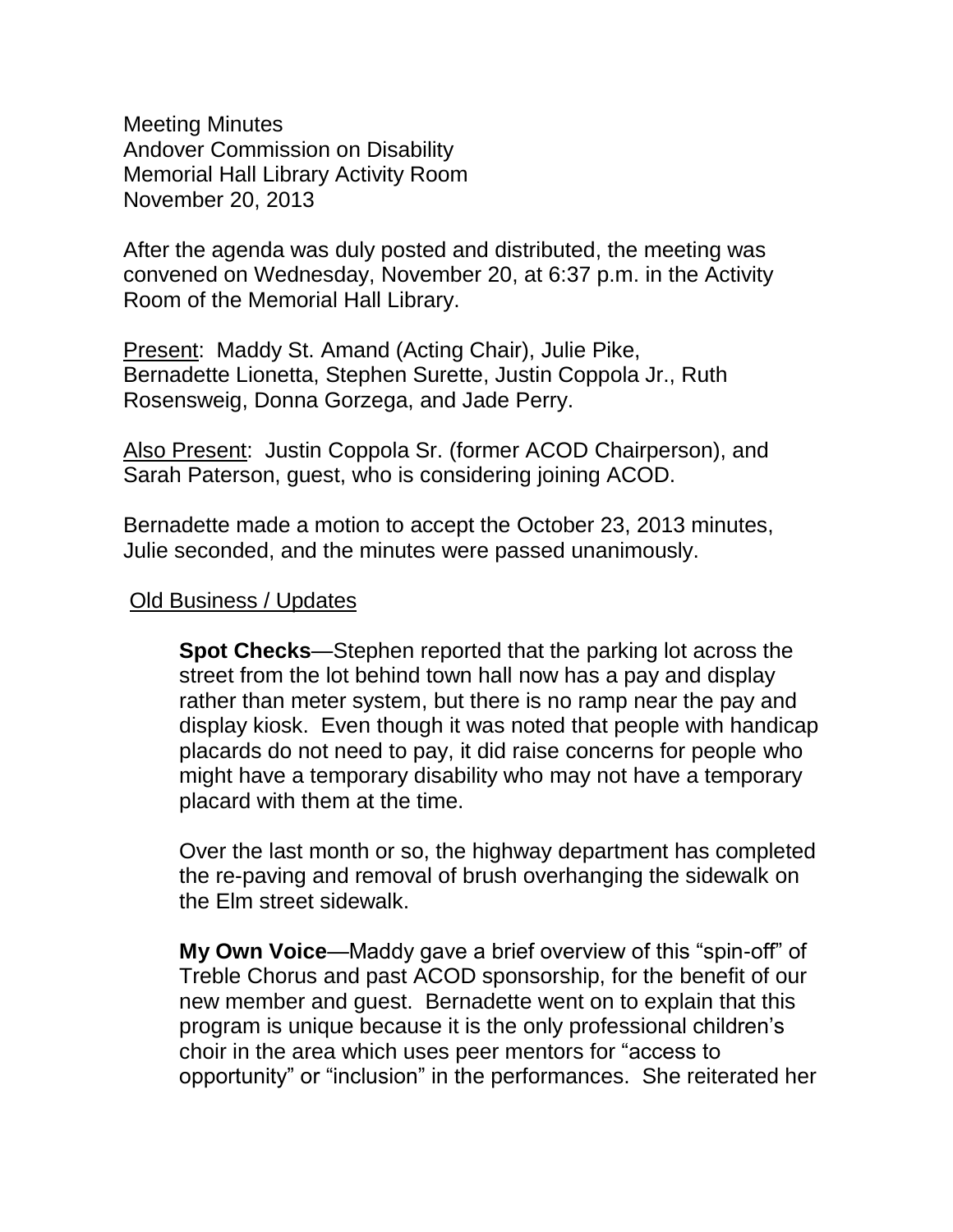Meeting Minutes
Andover Commission on Disability
Memorial Hall Library Activity Room
November 20, 2013

After the agenda was duly posted and distributed, the meeting was convened on Wednesday, November 20, at 6:37 p.m. in the Activity Room of the Memorial Hall Library.

Present: Maddy St. Amand (Acting Chair), Julie Pike, Bernadette Lionetta, Stephen Surette, Justin Coppola Jr., Ruth Rosensweig, Donna Gorzega, and Jade Perry.

Also Present: Justin Coppola Sr. (former ACOD Chairperson), and Sarah Paterson, guest, who is considering joining ACOD.

Bernadette made a motion to accept the October 23, 2013 minutes, Julie seconded, and the minutes were passed unanimously.

## Old Business / Updates

**Spot Checks**—Stephen reported that the parking lot across the street from the lot behind town hall now has a pay and display rather than meter system, but there is no ramp near the pay and display kiosk. Even though it was noted that people with handicap placards do not need to pay, it did raise concerns for people who might have a temporary disability who may not have a temporary placard with them at the time.

Over the last month or so, the highway department has completed the re-paving and removal of brush overhanging the sidewalk on the Elm street sidewalk.

**My Own Voice**—Maddy gave a brief overview of this "spin-off" of Treble Chorus and past ACOD sponsorship, for the benefit of our new member and guest. Bernadette went on to explain that this program is unique because it is the only professional children's choir in the area which uses peer mentors for "access to opportunity" or "inclusion" in the performances. She reiterated her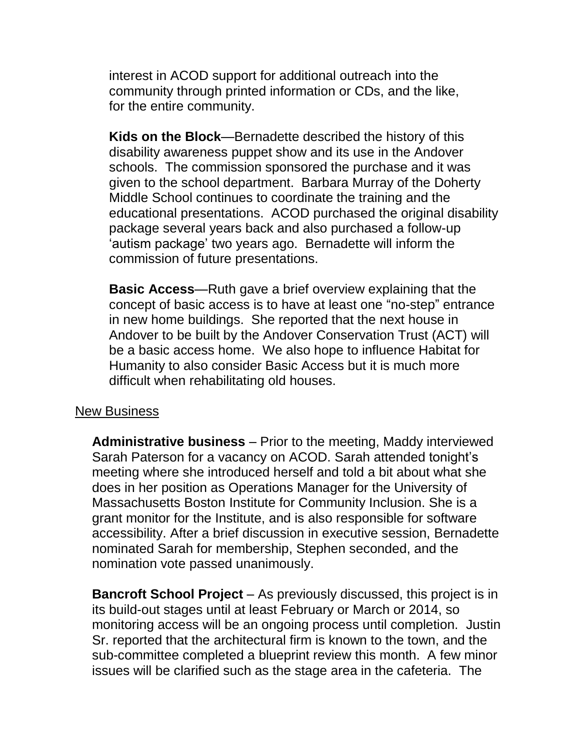interest in ACOD support for additional outreach into the community through printed information or CDs, and the like, for the entire community.

**Kids on the Block**—Bernadette described the history of this disability awareness puppet show and its use in the Andover schools. The commission sponsored the purchase and it was given to the school department. Barbara Murray of the Doherty Middle School continues to coordinate the training and the educational presentations. ACOD purchased the original disability package several years back and also purchased a follow-up 'autism package' two years ago. Bernadette will inform the commission of future presentations.

**Basic Access**—Ruth gave a brief overview explaining that the concept of basic access is to have at least one "no-step" entrance in new home buildings. She reported that the next house in Andover to be built by the Andover Conservation Trust (ACT) will be a basic access home. We also hope to influence Habitat for Humanity to also consider Basic Access but it is much more difficult when rehabilitating old houses.

New Business

**Administrative business** – Prior to the meeting, Maddy interviewed Sarah Paterson for a vacancy on ACOD. Sarah attended tonight's meeting where she introduced herself and told a bit about what she does in her position as Operations Manager for the University of Massachusetts Boston Institute for Community Inclusion. She is a grant monitor for the Institute, and is also responsible for software accessibility. After a brief discussion in executive session, Bernadette nominated Sarah for membership, Stephen seconded, and the nomination vote passed unanimously.

**Bancroft School Project** – As previously discussed, this project is in its build-out stages until at least February or March or 2014, so monitoring access will be an ongoing process until completion. Justin Sr. reported that the architectural firm is known to the town, and the sub-committee completed a blueprint review this month. A few minor issues will be clarified such as the stage area in the cafeteria. The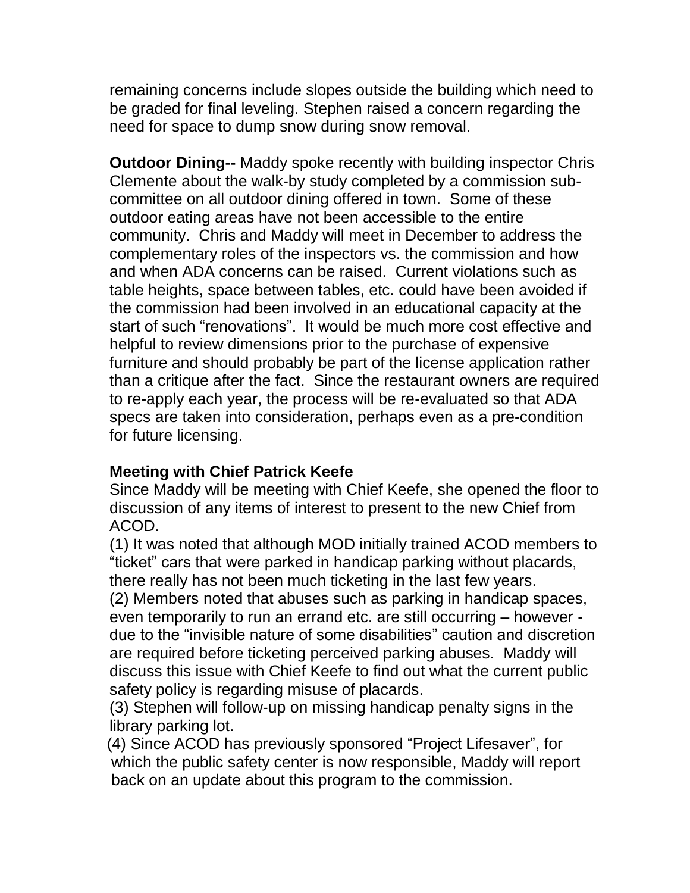remaining concerns include slopes outside the building which need to be graded for final leveling. Stephen raised a concern regarding the need for space to dump snow during snow removal.

**Outdoor Dining--** Maddy spoke recently with building inspector Chris Clemente about the walk-by study completed by a commission sub-committee on all outdoor dining offered in town. Some of these outdoor eating areas have not been accessible to the entire community. Chris and Maddy will meet in December to address the complementary roles of the inspectors vs. the commission and how and when ADA concerns can be raised. Current violations such as table heights, space between tables, etc. could have been avoided if the commission had been involved in an educational capacity at the start of such "renovations". It would be much more cost effective and helpful to review dimensions prior to the purchase of expensive furniture and should probably be part of the license application rather than a critique after the fact. Since the restaurant owners are required to re-apply each year, the process will be re-evaluated so that ADA specs are taken into consideration, perhaps even as a pre-condition for future licensing.

**Meeting with Chief Patrick Keefe**

Since Maddy will be meeting with Chief Keefe, she opened the floor to discussion of any items of interest to present to the new Chief from ACOD.

(1) It was noted that although MOD initially trained ACOD members to "ticket" cars that were parked in handicap parking without placards, there really has not been much ticketing in the last few years.

(2) Members noted that abuses such as parking in handicap spaces, even temporarily to run an errand etc. are still occurring – however - due to the "invisible nature of some disabilities" caution and discretion are required before ticketing perceived parking abuses. Maddy will discuss this issue with Chief Keefe to find out what the current public safety policy is regarding misuse of placards.

(3) Stephen will follow-up on missing handicap penalty signs in the library parking lot.

(4) Since ACOD has previously sponsored "Project Lifesaver", for which the public safety center is now responsible, Maddy will report back on an update about this program to the commission.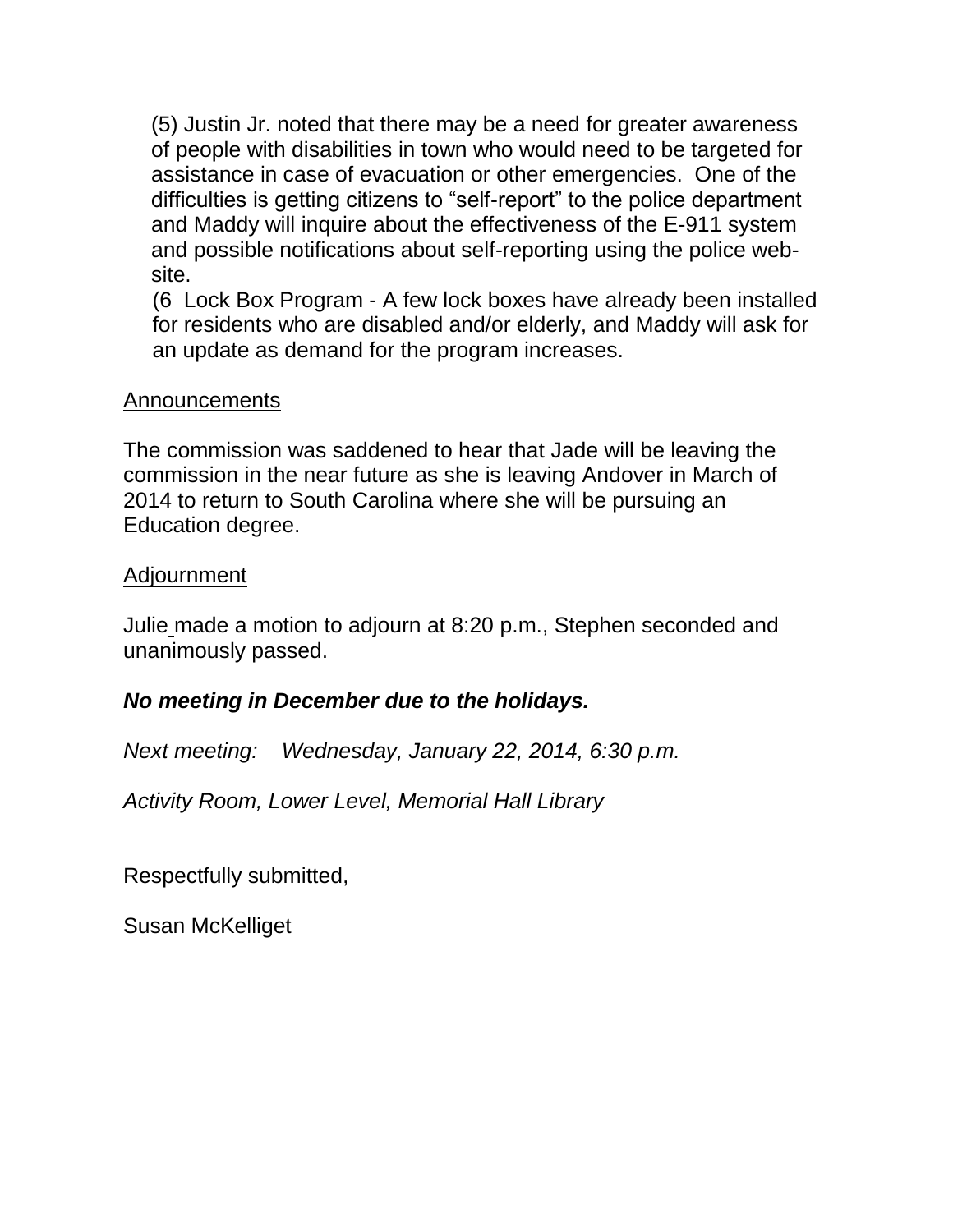(5) Justin Jr. noted that there may be a need for greater awareness of people with disabilities in town who would need to be targeted for assistance in case of evacuation or other emergencies. One of the difficulties is getting citizens to "self-report" to the police department and Maddy will inquire about the effectiveness of the E-911 system and possible notifications about self-reporting using the police web-site.

(6 Lock Box Program - A few lock boxes have already been installed for residents who are disabled and/or elderly, and Maddy will ask for an update as demand for the program increases.

<u>Announcements</u>

The commission was saddened to hear that Jade will be leaving the commission in the near future as she is leaving Andover in March of 2014 to return to South Carolina where she will be pursuing an Education degree.

<u>Adjournment</u>

Julie made a motion to adjourn at 8:20 p.m., Stephen seconded and unanimously passed.

***No meeting in December due to the holidays.***

*Next meeting: Wednesday, January 22, 2014, 6:30 p.m.*

*Activity Room, Lower Level, Memorial Hall Library*

Respectfully submitted,

Susan McKelliget